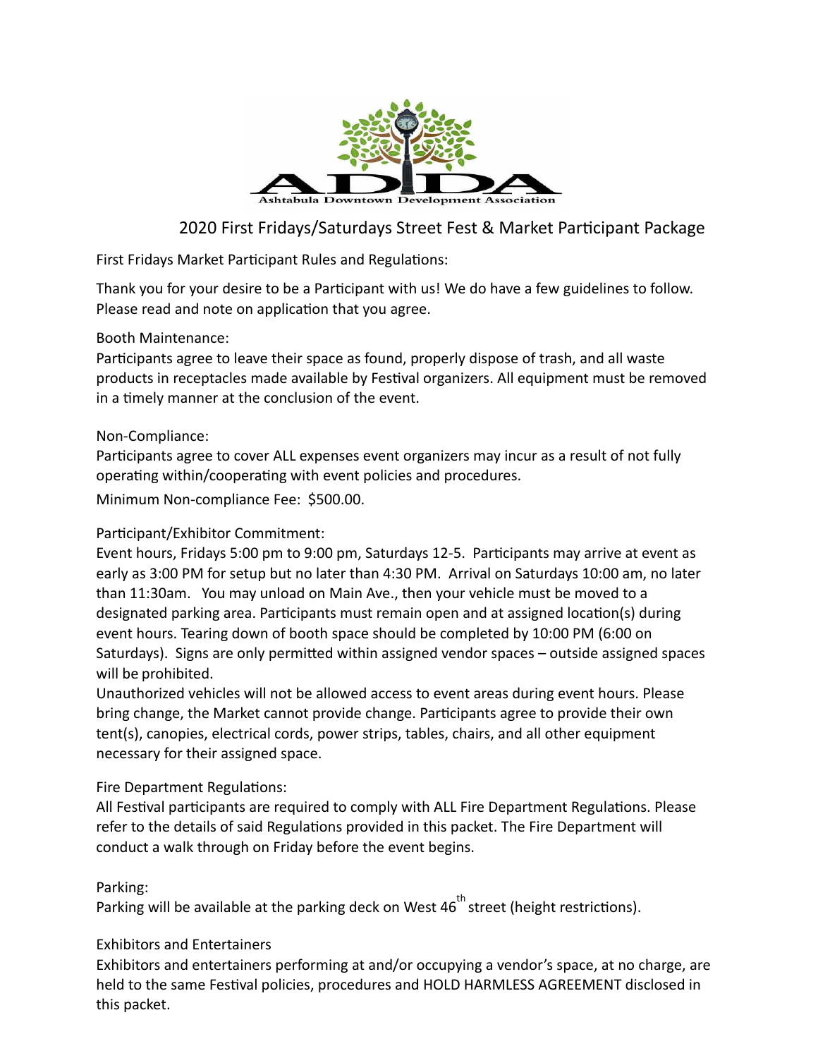Ashtabula Downtown Development Association

# 2020 First Fridays/Saturdays Street Fest & Market Participant Package

First Fridays Market Participant Rules and Regulations:

Thank you for your desire to be a Participant with us! We do have a few guidelines to follow. Please read and note on application that you agree.

Booth Maintenance:
Participants agree to leave their space as found, properly dispose of trash, and all waste products in receptacles made available by Festival organizers. All equipment must be removed in a timely manner at the conclusion of the event.

Non-Compliance:
Participants agree to cover ALL expenses event organizers may incur as a result of not fully operating within/cooperating with event policies and procedures.

Minimum Non-compliance Fee: $500.00.

Participant/Exhibitor Commitment:
Event hours, Fridays 5:00 pm to 9:00 pm, Saturdays 12-5. Participants may arrive at event as early as 3:00 PM for setup but no later than 4:30 PM. Arrival on Saturdays 10:00 am, no later than 11:30am. You may unload on Main Ave., then your vehicle must be moved to a designated parking area. Participants must remain open and at assigned location(s) during event hours. Tearing down of booth space should be completed by 10:00 PM (6:00 on Saturdays). Signs are only permitted within assigned vendor spaces – outside assigned spaces will be prohibited.
Unauthorized vehicles will not be allowed access to event areas during event hours. Please bring change, the Market cannot provide change. Participants agree to provide their own tent(s), canopies, electrical cords, power strips, tables, chairs, and all other equipment necessary for their assigned space.

Fire Department Regulations:
All Festival participants are required to comply with ALL Fire Department Regulations. Please refer to the details of said Regulations provided in this packet. The Fire Department will conduct a walk through on Friday before the event begins.

Parking:
Parking will be available at the parking deck on West 46th street (height restrictions).

Exhibitors and Entertainers
Exhibitors and entertainers performing at and/or occupying a vendor's space, at no charge, are held to the same Festival policies, procedures and HOLD HARMLESS AGREEMENT disclosed in this packet.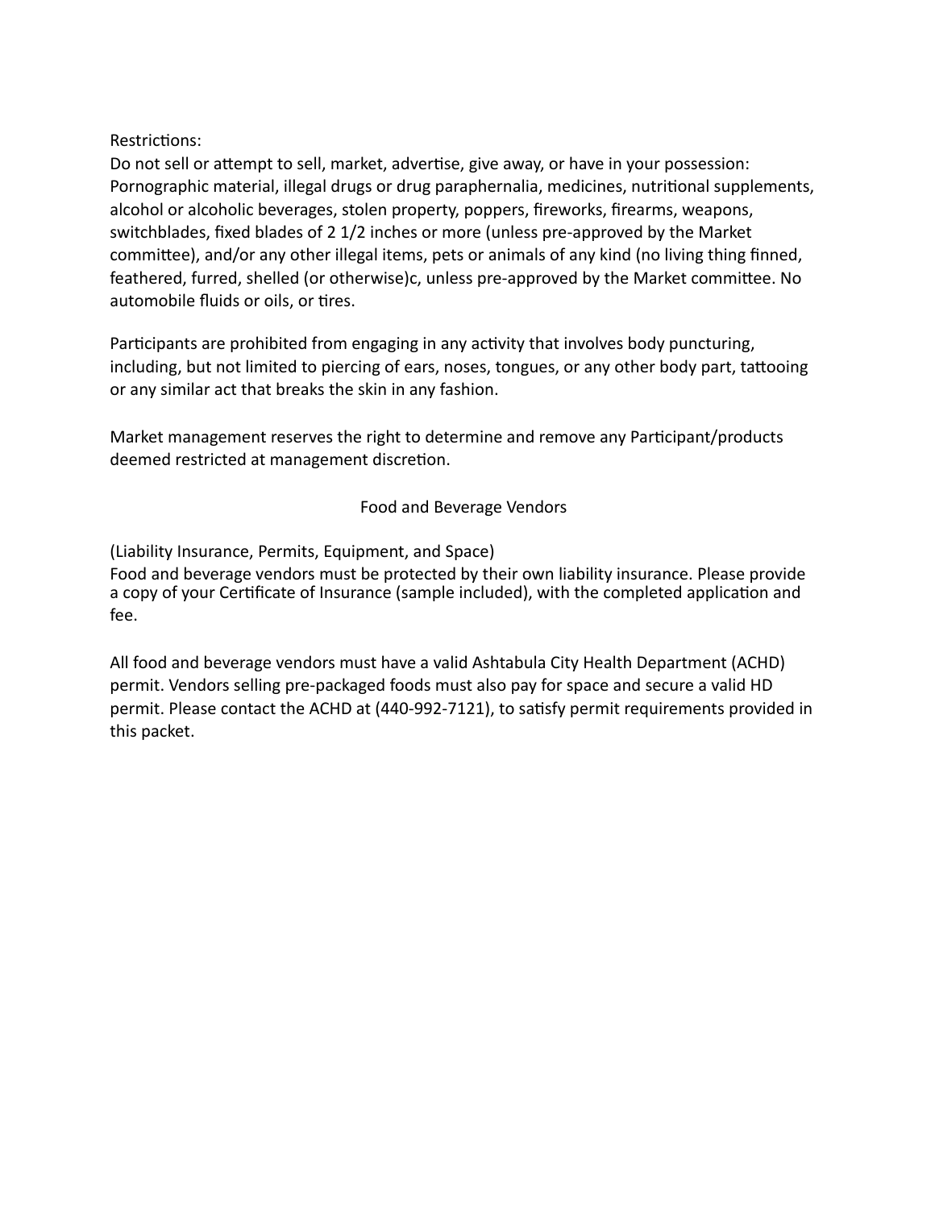Restrictions:

Do not sell or attempt to sell, market, advertise, give away, or have in your possession: Pornographic material, illegal drugs or drug paraphernalia, medicines, nutritional supplements, alcohol or alcoholic beverages, stolen property, poppers, fireworks, firearms, weapons, switchblades, fixed blades of 2 1/2 inches or more (unless pre-approved by the Market committee), and/or any other illegal items, pets or animals of any kind (no living thing finned, feathered, furred, shelled (or otherwise)c, unless pre-approved by the Market committee. No automobile fluids or oils, or tires.

Participants are prohibited from engaging in any activity that involves body puncturing, including, but not limited to piercing of ears, noses, tongues, or any other body part, tattooing or any similar act that breaks the skin in any fashion.

Market management reserves the right to determine and remove any Participant/products deemed restricted at management discretion.

## Food and Beverage Vendors

(Liability Insurance, Permits, Equipment, and Space)

Food and beverage vendors must be protected by their own liability insurance. Please provide a copy of your Certificate of Insurance (sample included), with the completed application and fee.

All food and beverage vendors must have a valid Ashtabula City Health Department (ACHD) permit. Vendors selling pre-packaged foods must also pay for space and secure a valid HD permit. Please contact the ACHD at (440-992-7121), to satisfy permit requirements provided in this packet.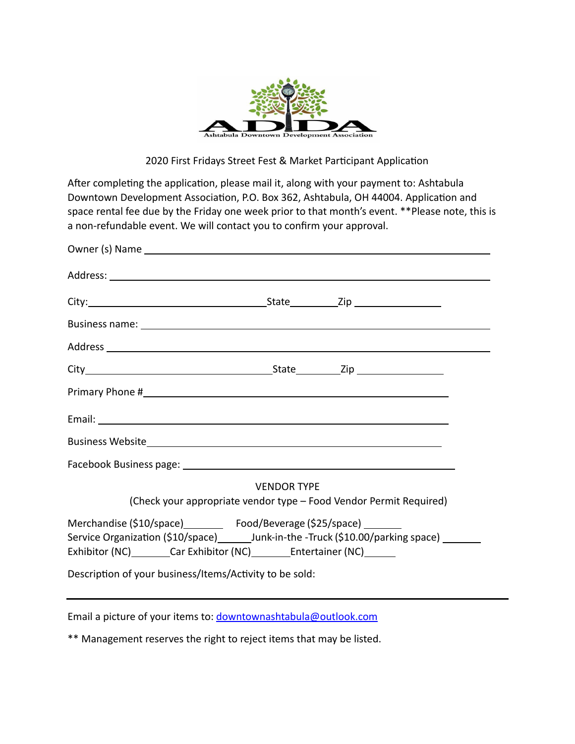ADDA

Ashtabula Downtown Development Association

2020 First Fridays Street Fest & Market Participant Application

After completing the application, please mail it, along with your payment to: Ashtabula Downtown Development Association, P.O. Box 362, Ashtabula, OH 44004. Application and space rental fee due by the Friday one week prior to that month's event. **Please note, this is a non-refundable event. We will contact you to confirm your approval.

Owner (s) Name ______________________________________________

Address: ______________________________________________

City:______________________State________Zip ______________

Business name: ______________________________________________

Address ______________________________________________

City______________________State________Zip ______________

Primary Phone #______________________________________________

Email: ______________________________________________

Business Website______________________________________________

Facebook Business page: ______________________________________________

VENDOR TYPE

(Check your appropriate vendor type – Food Vendor Permit Required)

Merchandise ($10/space)________ Food/Beverage ($25/space) _______
Service Organization ($10/space)______Junk-in-the -Truck ($10.00/parking space) _______
Exhibitor (NC)_______Car Exhibitor (NC)_______Entertainer (NC)______

Description of your business/Items/Activity to be sold:

______________________________________________

Email a picture of your items to: [downtownashtabula@outlook.com](mailto:downtownashtabula@outlook.com)

** Management reserves the right to reject items that may be listed.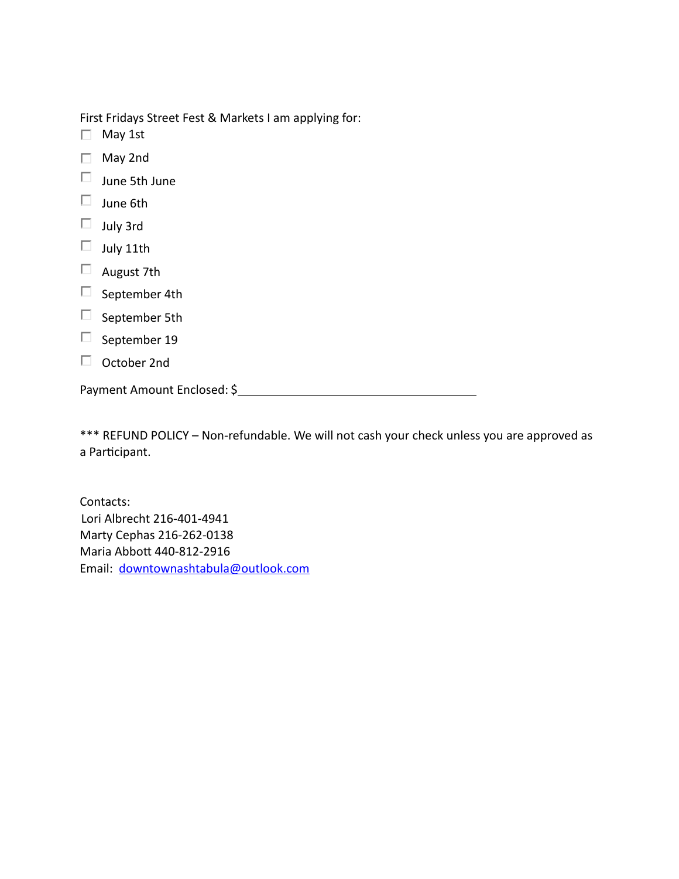First Fridays Street Fest & Markets I am applying for:

- ☐ May 1st
- ☐ May 2nd
- ☐ June 5th June
- ☐ June 6th
- ☐ July 3rd
- ☐ July 11th
- ☐ August 7th
- ☐ September 4th
- ☐ September 5th
- ☐ September 19
- ☐ October 2nd

Payment Amount Enclosed: $\_\_\_\_\_\_\_\_\_\_\_\_\_\_\_\_\_\_\_\_\_\_\_\_\_\_\_\_\_\_\_\_\_\_

*** REFUND POLICY – Non-refundable. We will not cash your check unless you are approved as a Participant.

Contacts:
Lori Albrecht 216-401-4941
Marty Cephas 216-262-0138
Maria Abbott 440-812-2916
Email: downtownashtabula@outlook.com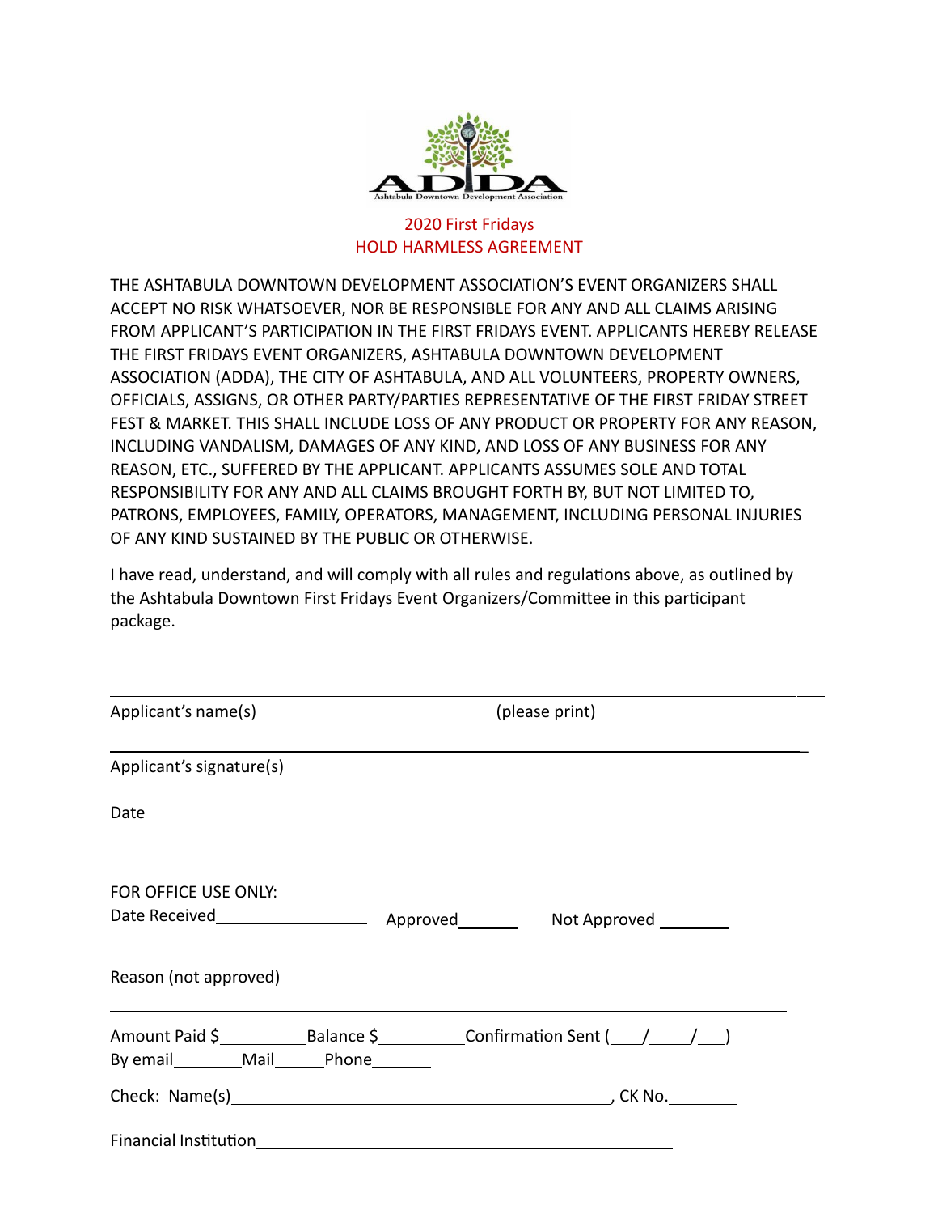ADDA

Ashtabula Downtown Development Association

## 2020 First Fridays
## HOLD HARMLESS AGREEMENT

THE ASHTABULA DOWNTOWN DEVELOPMENT ASSOCIATION'S EVENT ORGANIZERS SHALL ACCEPT NO RISK WHATSOEVER, NOR BE RESPONSIBLE FOR ANY AND ALL CLAIMS ARISING FROM APPLICANT'S PARTICIPATION IN THE FIRST FRIDAYS EVENT. APPLICANTS HEREBY RELEASE THE FIRST FRIDAYS EVENT ORGANIZERS, ASHTABULA DOWNTOWN DEVELOPMENT ASSOCIATION (ADDA), THE CITY OF ASHTABULA, AND ALL VOLUNTEERS, PROPERTY OWNERS, OFFICIALS, ASSIGNS, OR OTHER PARTY/PARTIES REPRESENTATIVE OF THE FIRST FRIDAY STREET FEST & MARKET. THIS SHALL INCLUDE LOSS OF ANY PRODUCT OR PROPERTY FOR ANY REASON, INCLUDING VANDALISM, DAMAGES OF ANY KIND, AND LOSS OF ANY BUSINESS FOR ANY REASON, ETC., SUFFERED BY THE APPLICANT. APPLICANTS ASSUMES SOLE AND TOTAL RESPONSIBILITY FOR ANY AND ALL CLAIMS BROUGHT FORTH BY, BUT NOT LIMITED TO, PATRONS, EMPLOYEES, FAMILY, OPERATORS, MANAGEMENT, INCLUDING PERSONAL INJURIES OF ANY KIND SUSTAINED BY THE PUBLIC OR OTHERWISE.

I have read, understand, and will comply with all rules and regulations above, as outlined by the Ashtabula Downtown First Fridays Event Organizers/Committee in this participant package.

______________________________________________________________________

Applicant's name(s) (please print)

______________________________________________________________________

Applicant's signature(s)

Date ______________________

FOR OFFICE USE ONLY:

Date Received________________ Approved______ Not Approved _______

Reason (not approved)

______________________________________________________________________

Amount Paid $_________Balance $_________Confirmation Sent (___/____/___)

By email_______Mail_____Phone______

Check: Name(s)__________________________________________, CK No._______

Financial Institution_______________________________________________